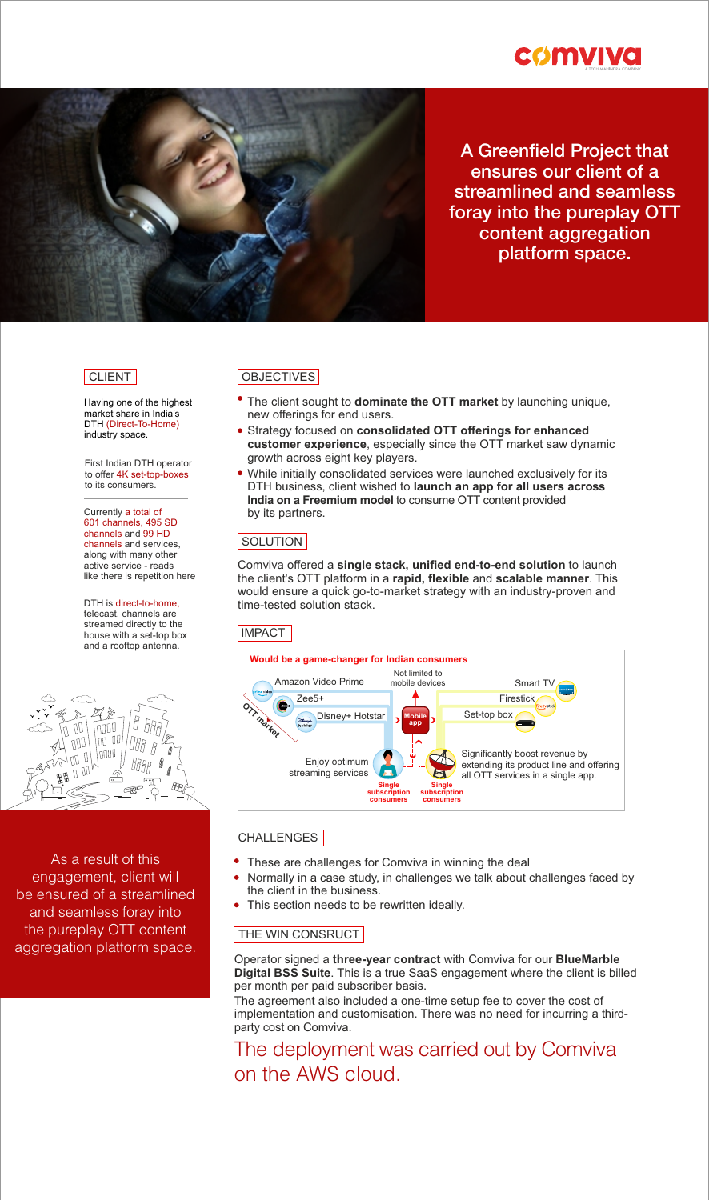# A Greenfield Project that ensures our client of a streamlined and seamless foray into the pureplay OTT content aggregation platform space.

## CLIENT

Having one of the highest market share in India's DTH (Direct-To-Home) industry space.

First Indian DTH operator to offer 4K set-top-boxes to its consumers.

Currently a total of 601 channels, 495 SD channels and 99 HD channels and services, along with many other active service - reads like there is repetition here

DTH is direct-to-home, telecast, channels are streamed directly to the house with a set-top box and a rooftop antenna.

As a result of this engagement, client will be ensured of a streamlined and seamless foray into the pureplay OTT content aggregation platform space.

## OBJECTIVES

- The client sought to **dominate the OTT market** by launching unique, new offerings for end users.
- Strategy focused on **consolidated OTT offerings for enhanced customer experience**, especially since the OTT market saw dynamic growth across eight key players.
- While initially consolidated services were launched exclusively for its DTH business, client wished to **launch an app for all users across India on a Freemium model** to consume OTT content provided by its partners.

## SOLUTION

Comviva offered a **single stack, unified end-to-end solution** to launch the client's OTT platform in a **rapid, flexible** and **scalable manner**. This would ensure a quick go-to-market strategy with an industry-proven and time-tested solution stack.

## IMPACT

**Would be a game-changer for Indian consumers**

OTT market: Amazon Video Prime, Zee5+, Disney+ Hotstar → Mobile app (Not limited to mobile devices) → Smart TV, Firestick, Set-top box

Enjoy optimum streaming services — Single subscription consumers

Significantly boost revenue by extending its product line and offering all OTT services in a single app. — Single subscription consumers

## CHALLENGES

- These are challenges for Comviva in winning the deal
- Normally in a case study, in challenges we talk about challenges faced by the client in the business.
- This section needs to be rewritten ideally.

## THE WIN CONSRUCT

Operator signed a **three-year contract** with Comviva for our **BlueMarble Digital BSS Suite**. This is a true SaaS engagement where the client is billed per month per paid subscriber basis.

The agreement also included a one-time setup fee to cover the cost of implementation and customisation. There was no need for incurring a third-party cost on Comviva.

The deployment was carried out by Comviva on the AWS cloud.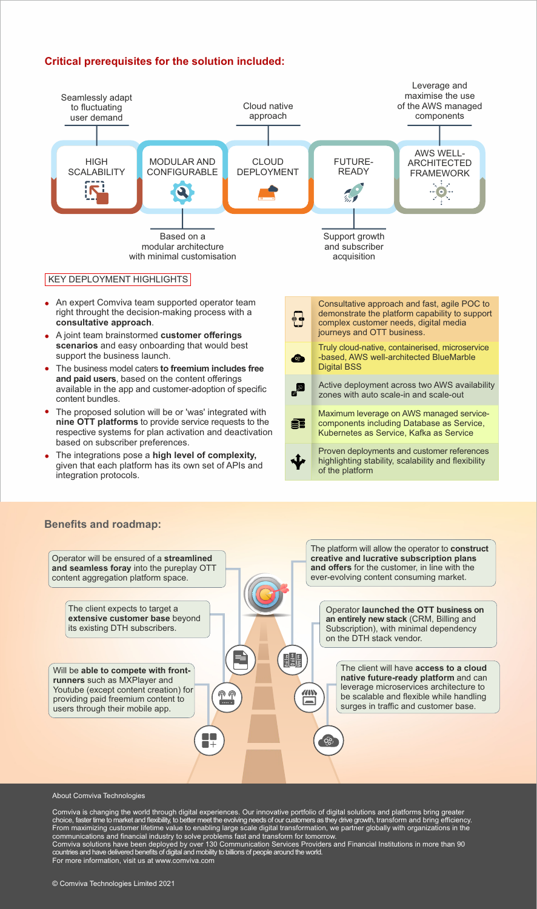## Critical prerequisites for the solution included:

**HIGH SCALABILITY** — Seamlessly adapt to fluctuating user demand

**MODULAR AND CONFIGURABLE** — Based on a modular architecture with minimal customisation

**CLOUD DEPLOYMENT** — Cloud native approach

**FUTURE-READY** — Support growth and subscriber acquisition

**AWS WELL-ARCHITECTED FRAMEWORK** — Leverage and maximise the use of the AWS managed components

### KEY DEPLOYMENT HIGHLIGHTS

- An expert Comviva team supported operator team right throught the decision-making process with a **consultative approach**.
- A joint team brainstormed **customer offerings scenarios** and easy onboarding that would best support the business launch.
- The business model caters **to freemium includes free and paid users**, based on the content offerings available in the app and customer-adoption of specific content bundles.
- The proposed solution will be or 'was' integrated with **nine OTT platforms** to provide service requests to the respective systems for plan activation and deactivation based on subscriber preferences.
- The integrations pose a **high level of complexity,** given that each platform has its own set of APIs and integration protocols.

- Consultative approach and fast, agile POC to demonstrate the platform capability to support complex customer needs, digital media journeys and OTT business.
- Truly cloud-native, containerised, microservice -based, AWS well-architected BlueMarble Digital BSS
- Active deployment across two AWS availability zones with auto scale-in and scale-out
- Maximum leverage on AWS managed service-components including Database as Service, Kubernetes as Service, Kafka as Service
- Proven deployments and customer references highlighting stability, scalability and flexibility of the platform

## Benefits and roadmap:

- Operator will be ensured of a **streamlined and seamless foray** into the pureplay OTT content aggregation platform space.
- The client expects to target a **extensive customer base** beyond its existing DTH subscribers.
- Will be **able to compete with front-runners** such as MXPlayer and Youtube (except content creation) for providing paid freemium content to users through their mobile app.
- The platform will allow the operator to **construct creative and lucrative subscription plans and offers** for the customer, in line with the ever-evolving content consuming market.
- Operator **launched the OTT business on an entirely new stack** (CRM, Billing and Subscription), with minimal dependency on the DTH stack vendor.
- The client will have **access to a cloud native future-ready platform** and can leverage microservices architecture to be scalable and flexible while handling surges in traffic and customer base.

About Comviva Technologies

Comviva is changing the world through digital experiences. Our innovative portfolio of digital solutions and platforms bring greater choice, faster time to market and flexibility, to better meet the evolving needs of our customers as they drive growth, transform and bring efficiency. From maximizing customer lifetime value to enabling large scale digital transformation, we partner globally with organizations in the communications and financial industry to solve problems fast and transform for tomorrow.
Comviva solutions have been deployed by over 130 Communication Services Providers and Financial Institutions in more than 90 countries and have delivered benefits of digital and mobility to billions of people around the world.
For more information, visit us at www.comviva.com

© Comviva Technologies Limited 2021